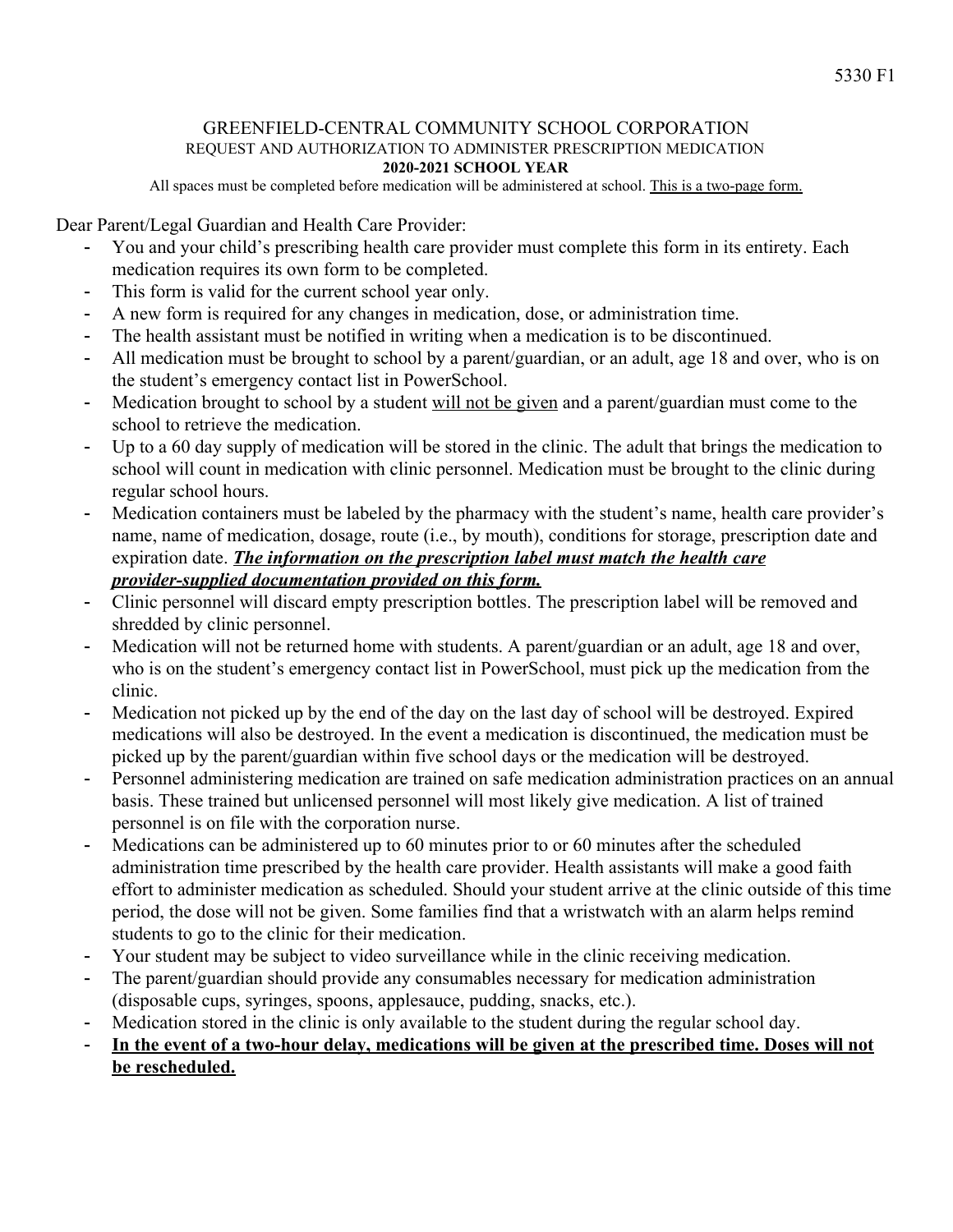5330 F1

# GREENFIELD-CENTRAL COMMUNITY SCHOOL CORPORATION

## REQUEST AND AUTHORIZATION TO ADMINISTER PRESCRIPTION MEDICATION

**2020-2021 SCHOOL YEAR**

All spaces must be completed before medication will be administered at school. <u>This is a two-page form.</u>

Dear Parent/Legal Guardian and Health Care Provider:

- You and your child's prescribing health care provider must complete this form in its entirety. Each medication requires its own form to be completed.
- This form is valid for the current school year only.
- A new form is required for any changes in medication, dose, or administration time.
- The health assistant must be notified in writing when a medication is to be discontinued.
- All medication must be brought to school by a parent/guardian, or an adult, age 18 and over, who is on the student's emergency contact list in PowerSchool.
- Medication brought to school by a student <u>will not be given</u> and a parent/guardian must come to the school to retrieve the medication.
- Up to a 60 day supply of medication will be stored in the clinic. The adult that brings the medication to school will count in medication with clinic personnel. Medication must be brought to the clinic during regular school hours.
- Medication containers must be labeled by the pharmacy with the student's name, health care provider's name, name of medication, dosage, route (i.e., by mouth), conditions for storage, prescription date and expiration date. ***<u>The information on the prescription label must match the health care provider-supplied documentation provided on this form.</u>***
- Clinic personnel will discard empty prescription bottles. The prescription label will be removed and shredded by clinic personnel.
- Medication will not be returned home with students. A parent/guardian or an adult, age 18 and over, who is on the student's emergency contact list in PowerSchool, must pick up the medication from the clinic.
- Medication not picked up by the end of the day on the last day of school will be destroyed. Expired medications will also be destroyed. In the event a medication is discontinued, the medication must be picked up by the parent/guardian within five school days or the medication will be destroyed.
- Personnel administering medication are trained on safe medication administration practices on an annual basis. These trained but unlicensed personnel will most likely give medication. A list of trained personnel is on file with the corporation nurse.
- Medications can be administered up to 60 minutes prior to or 60 minutes after the scheduled administration time prescribed by the health care provider. Health assistants will make a good faith effort to administer medication as scheduled. Should your student arrive at the clinic outside of this time period, the dose will not be given. Some families find that a wristwatch with an alarm helps remind students to go to the clinic for their medication.
- Your student may be subject to video surveillance while in the clinic receiving medication.
- The parent/guardian should provide any consumables necessary for medication administration (disposable cups, syringes, spoons, applesauce, pudding, snacks, etc.).
- Medication stored in the clinic is only available to the student during the regular school day.
- **<u>In the event of a two-hour delay, medications will be given at the prescribed time. Doses will not be rescheduled.</u>**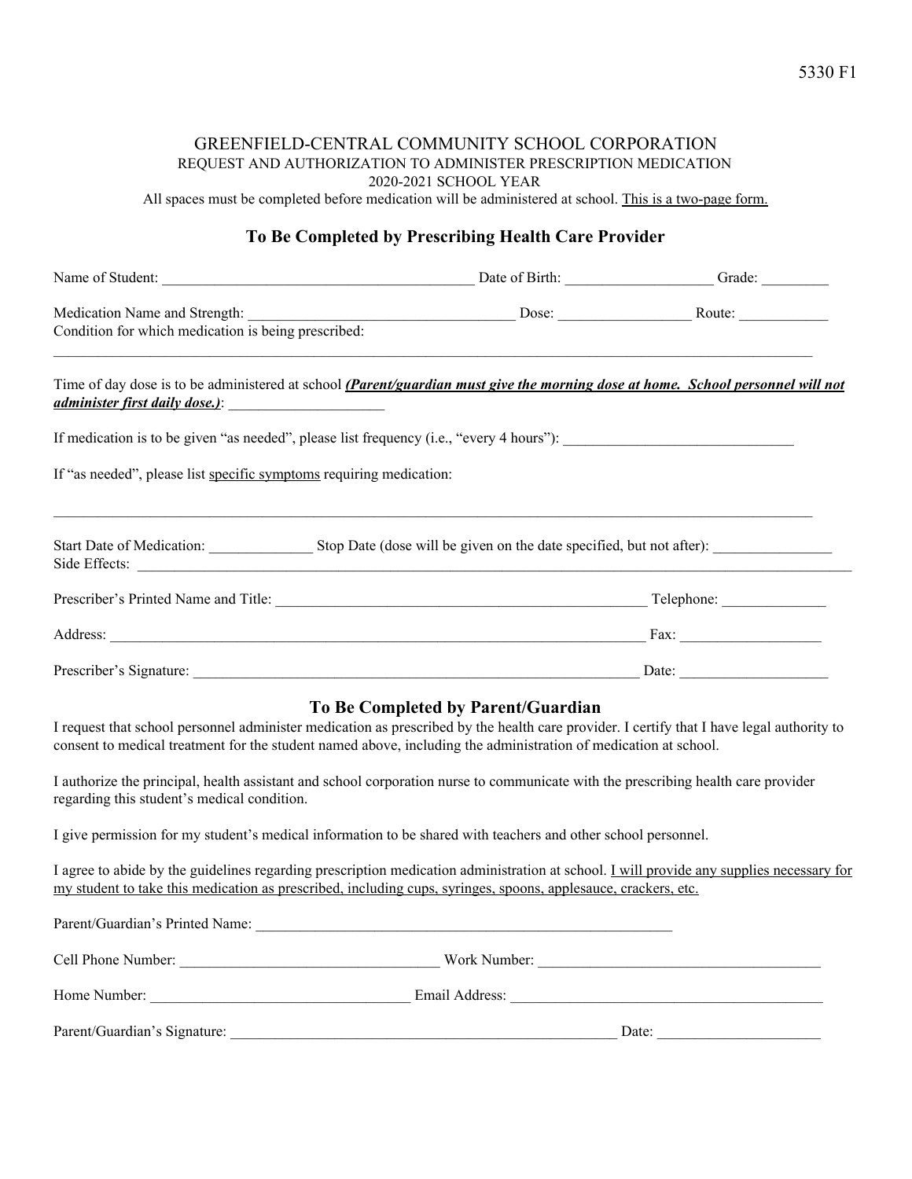GREENFIELD-CENTRAL COMMUNITY SCHOOL CORPORATION

REQUEST AND AUTHORIZATION TO ADMINISTER PRESCRIPTION MEDICATION

2020-2021 SCHOOL YEAR

All spaces must be completed before medication will be administered at school. <u>This is a two-page form.</u>

## To Be Completed by Prescribing Health Care Provider

Name of Student: ___________________________________________ Date of Birth: ____________________ Grade: _________

Medication Name and Strength: _____________________________________ Dose: __________________ Route: ____________

Condition for which medication is being prescribed:

_____________________________________________________________________________________________________________

Time of day dose is to be administered at school ***<u>(Parent/guardian must give the morning dose at home. School personnel will not administer first daily dose.)</u>***: ______________________

If medication is to be given "as needed", please list frequency (i.e., "every 4 hours"): ________________________________

If "as needed", please list <u>specific symptoms</u> requiring medication:

_____________________________________________________________________________________________________________

Start Date of Medication: ______________ Stop Date (dose will be given on the date specified, but not after): ________________

Side Effects: _________________________________________________________________________________________________

Prescriber's Printed Name and Title: _____________________________________________________ Telephone: ______________

Address: ___________________________________________________________________________ Fax: ___________________

Prescriber's Signature: ______________________________________________________________ Date: ____________________

## To Be Completed by Parent/Guardian

I request that school personnel administer medication as prescribed by the health care provider. I certify that I have legal authority to consent to medical treatment for the student named above, including the administration of medication at school.

I authorize the principal, health assistant and school corporation nurse to communicate with the prescribing health care provider regarding this student's medical condition.

I give permission for my student's medical information to be shared with teachers and other school personnel.

I agree to abide by the guidelines regarding prescription medication administration at school. <u>I will provide any supplies necessary for my student to take this medication as prescribed, including cups, syringes, spoons, applesauce, crackers, etc.</u>

Parent/Guardian's Printed Name: ____________________________________________________________

Cell Phone Number: ___________________________________ Work Number: _______________________________________

Home Number: ___________________________________ Email Address: ____________________________________________

Parent/Guardian's Signature: _______________________________________________________ Date: ______________________